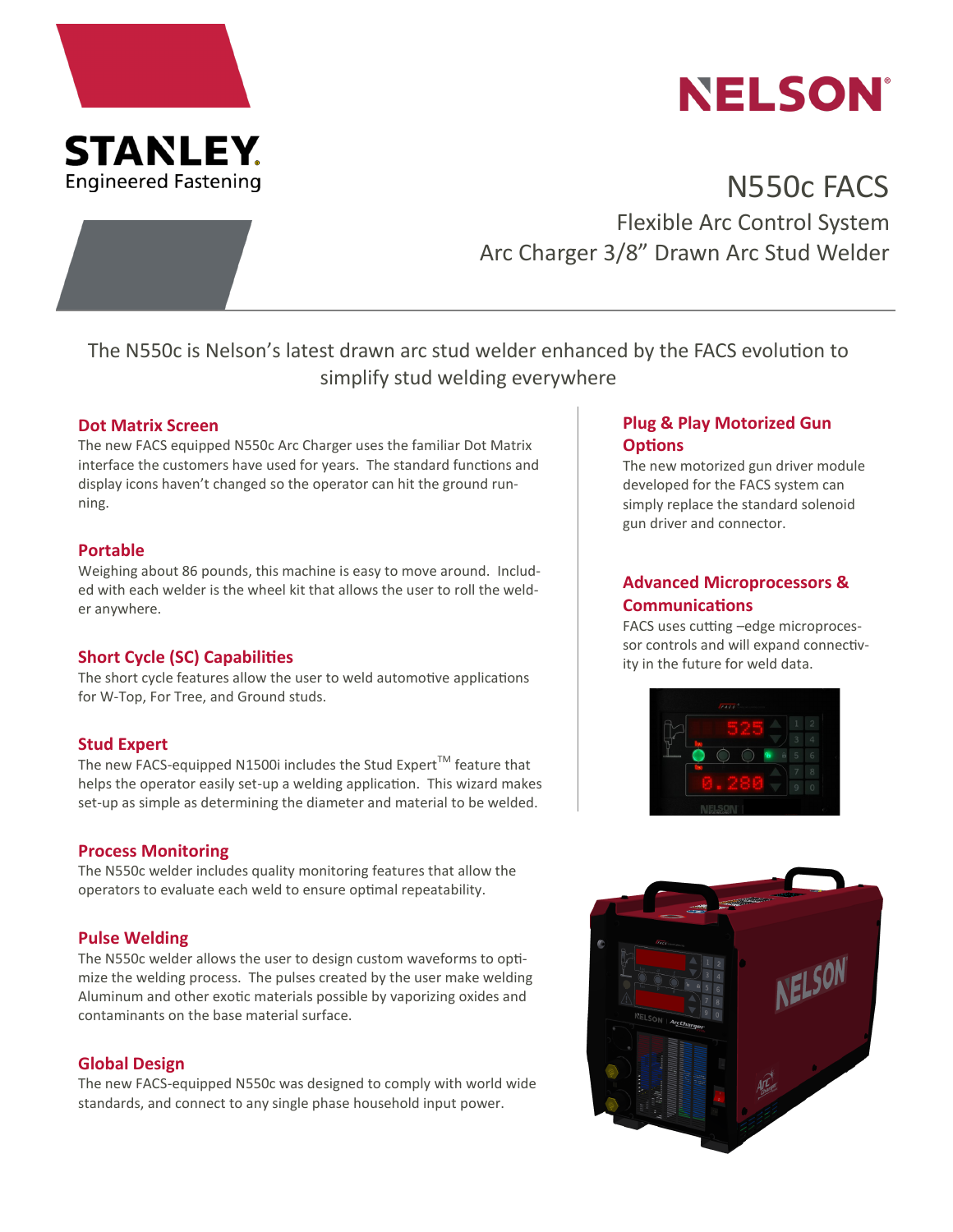STANLEY Engineered Fastening

NELSON®

# N550c FACS

## Flexible Arc Control System
## Arc Charger 3/8" Drawn Arc Stud Welder

The N550c is Nelson's latest drawn arc stud welder enhanced by the FACS evolution to simplify stud welding everywhere

### Dot Matrix Screen

The new FACS equipped N550c Arc Charger uses the familiar Dot Matrix interface the customers have used for years. The standard functions and display icons haven't changed so the operator can hit the ground running.

### Portable

Weighing about 86 pounds, this machine is easy to move around. Included with each welder is the wheel kit that allows the user to roll the welder anywhere.

### Short Cycle (SC) Capabilities

The short cycle features allow the user to weld automotive applications for W-Top, For Tree, and Ground studs.

### Stud Expert

The new FACS-equipped N1500i includes the Stud Expert™ feature that helps the operator easily set-up a welding application. This wizard makes set-up as simple as determining the diameter and material to be welded.

### Process Monitoring

The N550c welder includes quality monitoring features that allow the operators to evaluate each weld to ensure optimal repeatability.

### Pulse Welding

The N550c welder allows the user to design custom waveforms to optimize the welding process. The pulses created by the user make welding Aluminum and other exotic materials possible by vaporizing oxides and contaminants on the base material surface.

### Global Design

The new FACS-equipped N550c was designed to comply with world wide standards, and connect to any single phase household input power.

### Plug & Play Motorized Gun Options

The new motorized gun driver module developed for the FACS system can simply replace the standard solenoid gun driver and connector.

### Advanced Microprocessors & Communications

FACS uses cutting –edge microprocessor controls and will expand connectivity in the future for weld data.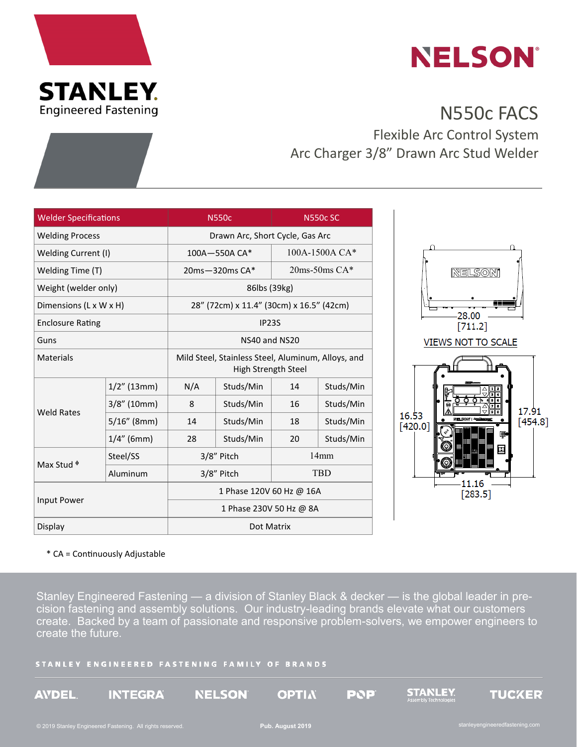STANLEY.
Engineered Fastening

NELSON®

# N550c FACS

## Flexible Arc Control System
## Arc Charger 3/8" Drawn Arc Stud Welder

| Welder Specifications | | N550c | | N550c SC | |
|---|---|---|---|---|---|
| Welding Process | | Drawn Arc, Short Cycle, Gas Arc | | | |
| Welding Current (I) | | 100A—550A CA* | | 100A-1500A CA* | |
| Welding Time (T) | | 20ms—320ms CA* | | 20ms-50ms CA* | |
| Weight (welder only) | | 86lbs (39kg) | | | |
| Dimensions (L x W x H) | | 28" (72cm) x 11.4" (30cm) x 16.5" (42cm) | | | |
| Enclosure Rating | | IP23S | | | |
| Guns | | NS40 and NS20 | | | |
| Materials | | Mild Steel, Stainless Steel, Aluminum, Alloys, and High Strength Steel | | | |
| Weld Rates | 1/2" (13mm) | N/A | Studs/Min | 14 | Studs/Min |
| | 3/8" (10mm) | 8 | Studs/Min | 16 | Studs/Min |
| | 5/16" (8mm) | 14 | Studs/Min | 18 | Studs/Min |
| | 1/4" (6mm) | 28 | Studs/Min | 20 | Studs/Min |
| Max Stud ᶲ | Steel/SS | 3/8" Pitch | | 14mm | |
| | Aluminum | 3/8" Pitch | | TBD | |
| Input Power | | 1 Phase 120V 60 Hz @ 16A | | | |
| | | 1 Phase 230V 50 Hz @ 8A | | | |
| Display | | Dot Matrix | | | |

\* CA = Continuously Adjustable

28.00
[711.2]

VIEWS NOT TO SCALE

16.53
[420.0]

17.91
[454.8]

11.16
[283.5]

Stanley Engineered Fastening — a division of Stanley Black & decker — is the global leader in precision fastening and assembly solutions. Our industry-leading brands elevate what our customers create. Backed by a team of passionate and responsive problem-solvers, we empower engineers to create the future.

STANLEY ENGINEERED FASTENING FAMILY OF BRANDS

AVDEL. INTEGRA NELSON OPTIA POP STANLEY Assembly Technologies TUCKER

© 2019 Stanley Engineered Fastening. All rights reserved.

Pub. August 2019

stanleyengineeredfastening.com